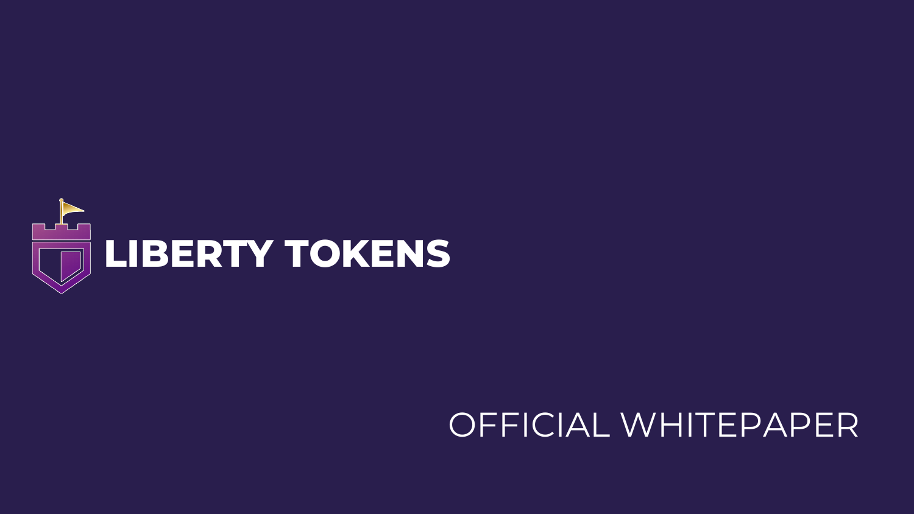# LIBERTY TOKENS

OFFICIAL WHITEPAPER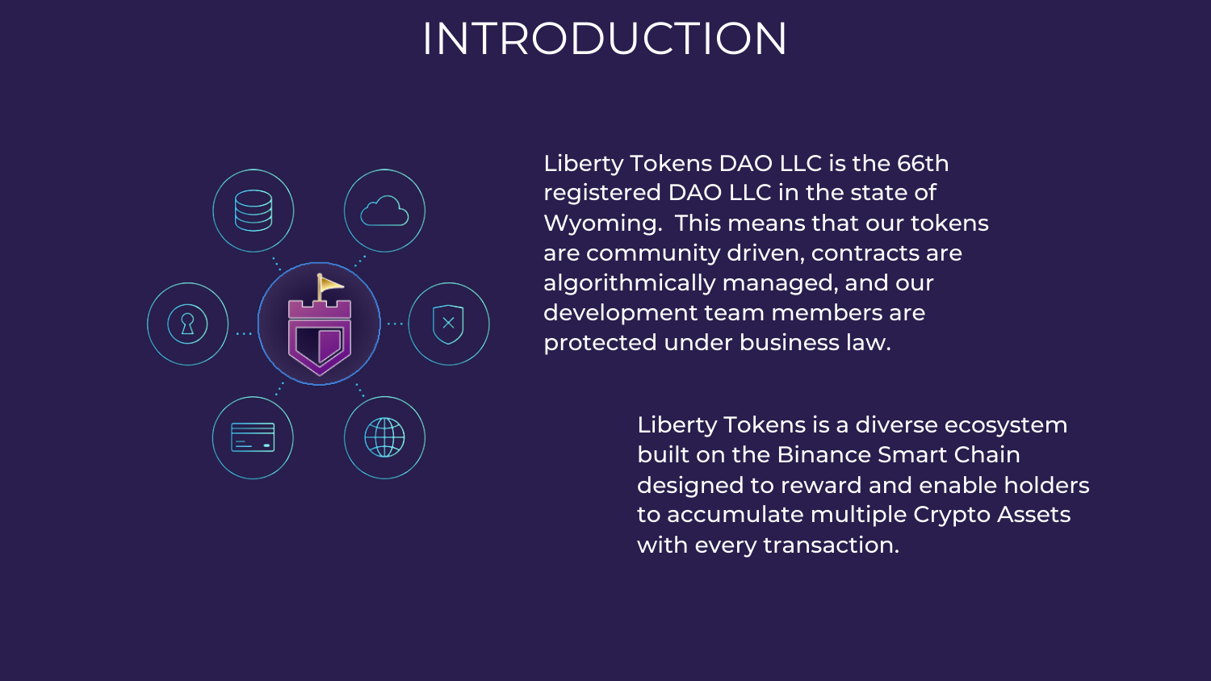# INTRODUCTION

Liberty Tokens DAO LLC is the 66th registered DAO LLC in the state of Wyoming. This means that our tokens are community driven, contracts are algorithmically managed, and our development team members are protected under business law.

Liberty Tokens is a diverse ecosystem built on the Binance Smart Chain designed to reward and enable holders to accumulate multiple Crypto Assets with every transaction.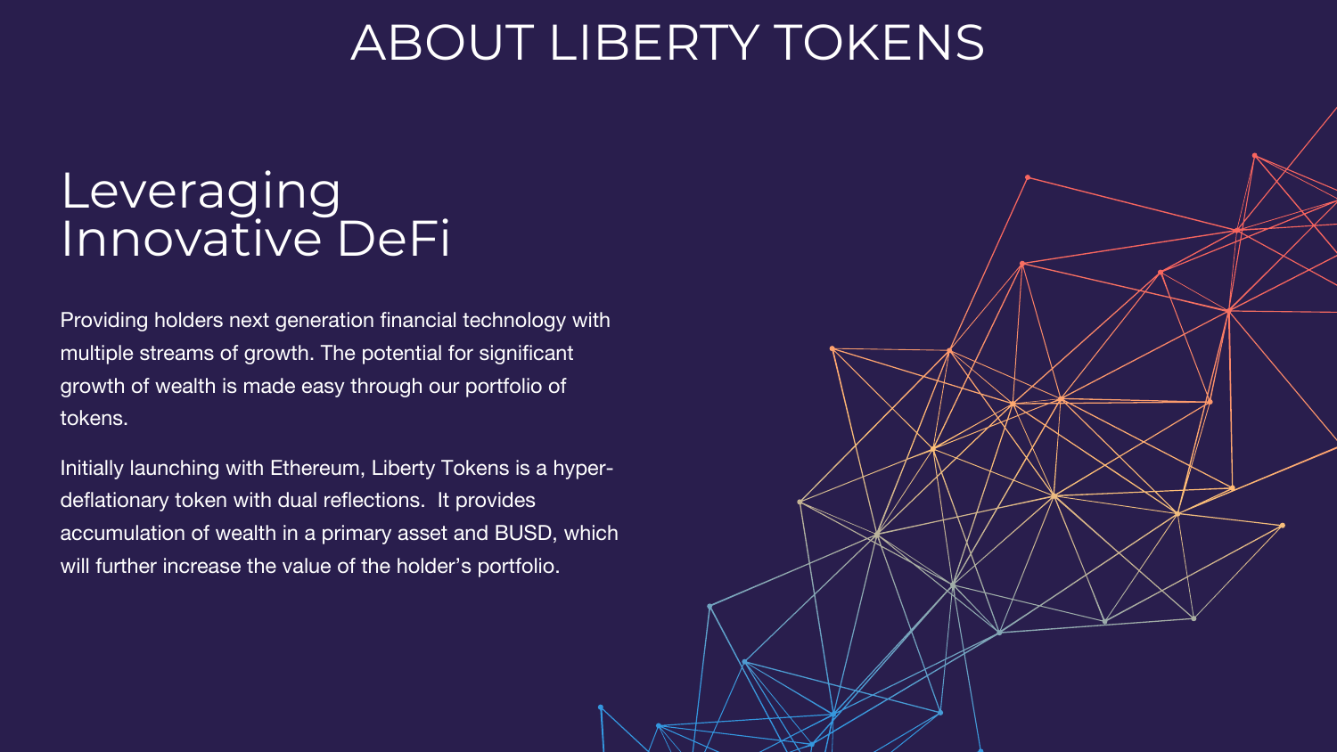# ABOUT LIBERTY TOKENS

## Leveraging Innovative DeFi

Providing holders next generation financial technology with multiple streams of growth. The potential for significant growth of wealth is made easy through our portfolio of tokens.

Initially launching with Ethereum, Liberty Tokens is a hyper-deflationary token with dual reflections. It provides accumulation of wealth in a primary asset and BUSD, which will further increase the value of the holder's portfolio.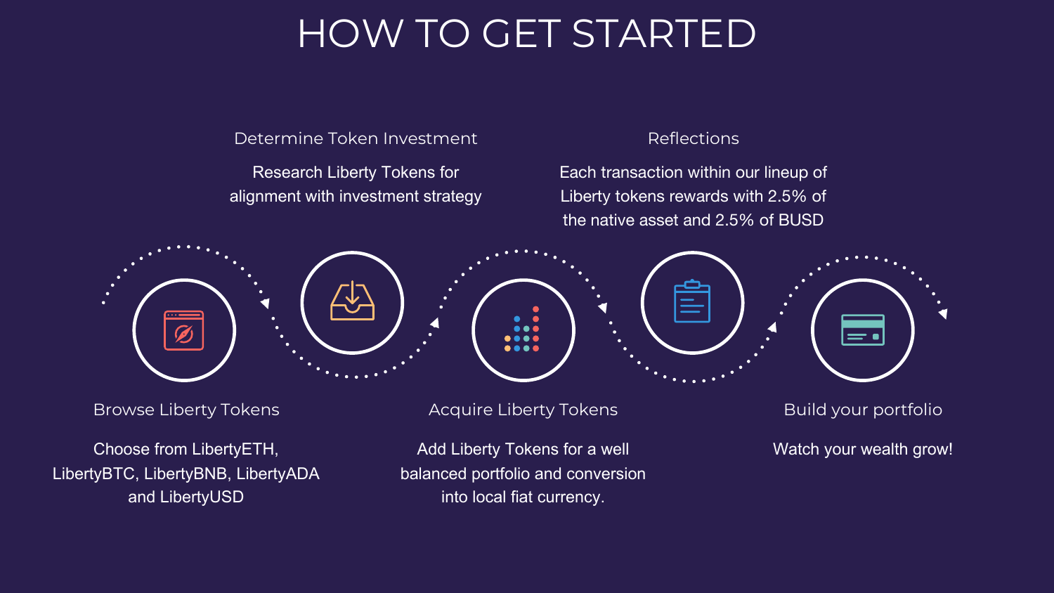# HOW TO GET STARTED

### Browse Liberty Tokens

Choose from LibertyETH, LibertyBTC, LibertyBNB, LibertyADA and LibertyUSD

### Determine Token Investment

Research Liberty Tokens for alignment with investment strategy

### Acquire Liberty Tokens

Add Liberty Tokens for a well balanced portfolio and conversion into local fiat currency.

### Reflections

Each transaction within our lineup of Liberty tokens rewards with 2.5% of the native asset and 2.5% of BUSD

### Build your portfolio

Watch your wealth grow!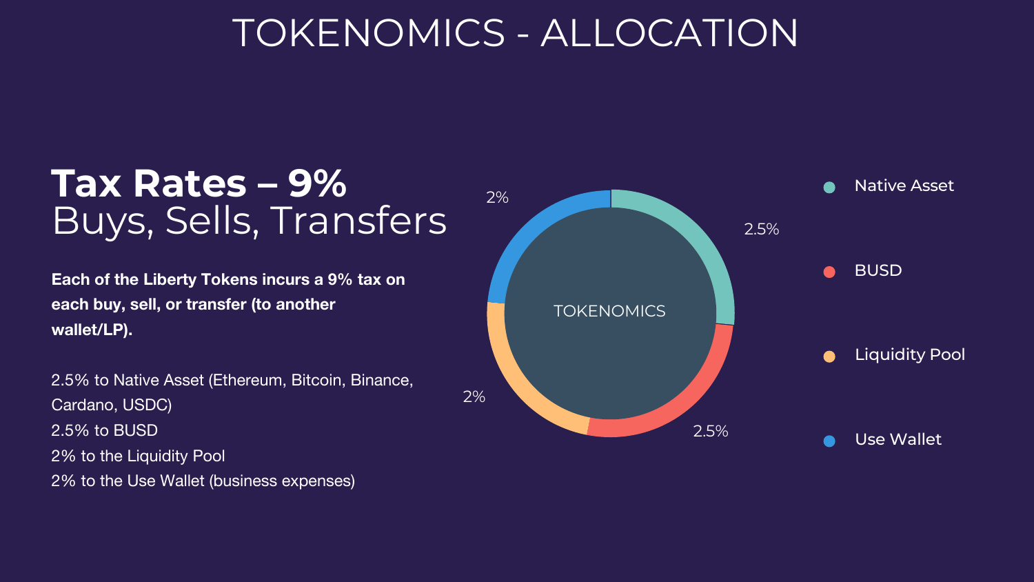# TOKENOMICS - ALLOCATION

## Tax Rates – 9%
Buys, Sells, Transfers

**Each of the Liberty Tokens incurs a 9% tax on each buy, sell, or transfer (to another wallet/LP).**

2.5% to Native Asset (Ethereum, Bitcoin, Binance, Cardano, USDC)
2.5% to BUSD
2% to the Liquidity Pool
2% to the Use Wallet (business expenses)

TOKENOMICS

- Native Asset – 2.5%
- BUSD – 2.5%
- Liquidity Pool – 2%
- Use Wallet – 2%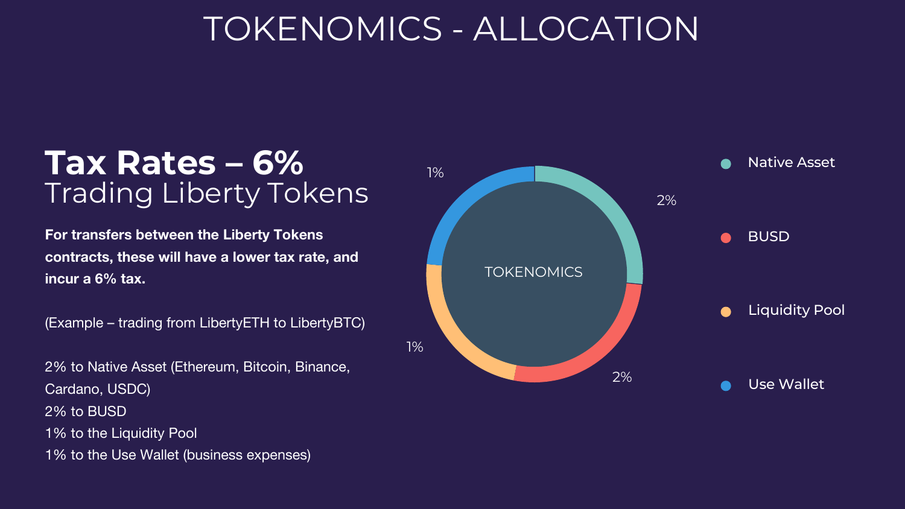# TOKENOMICS - ALLOCATION

## Tax Rates – 6%

Trading Liberty Tokens

**For transfers between the Liberty Tokens contracts, these will have a lower tax rate, and incur a 6% tax.**

(Example – trading from LibertyETH to LibertyBTC)

2% to Native Asset (Ethereum, Bitcoin, Binance, Cardano, USDC)
2% to BUSD
1% to the Liquidity Pool
1% to the Use Wallet (business expenses)

TOKENOMICS

- Native Asset – 2%
- BUSD – 2%
- Liquidity Pool – 1%
- Use Wallet – 1%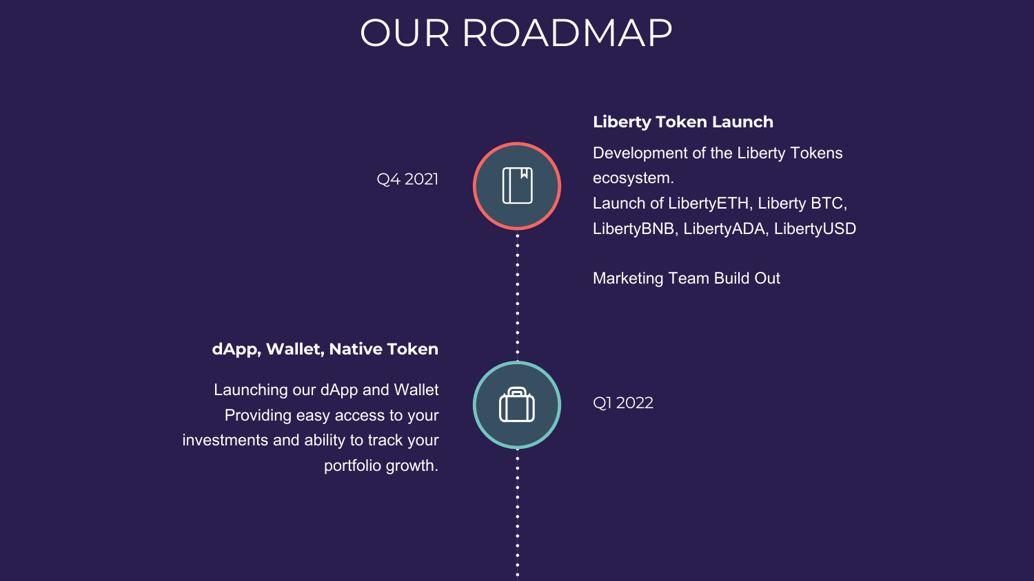# OUR ROADMAP

Q4 2021

### Liberty Token Launch

Development of the Liberty Tokens ecosystem.
Launch of LibertyETH, Liberty BTC, LibertyBNB, LibertyADA, LibertyUSD

Marketing Team Build Out

Q1 2022

### dApp, Wallet, Native Token

Launching our dApp and Wallet
Providing easy access to your investments and ability to track your portfolio growth.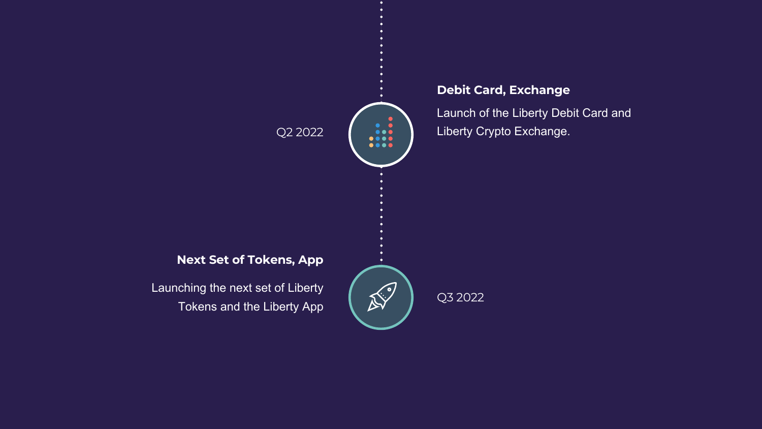Q2 2022

**Debit Card, Exchange**

Launch of the Liberty Debit Card and Liberty Crypto Exchange.

**Next Set of Tokens, App**

Launching the next set of Liberty Tokens and the Liberty App

Q3 2022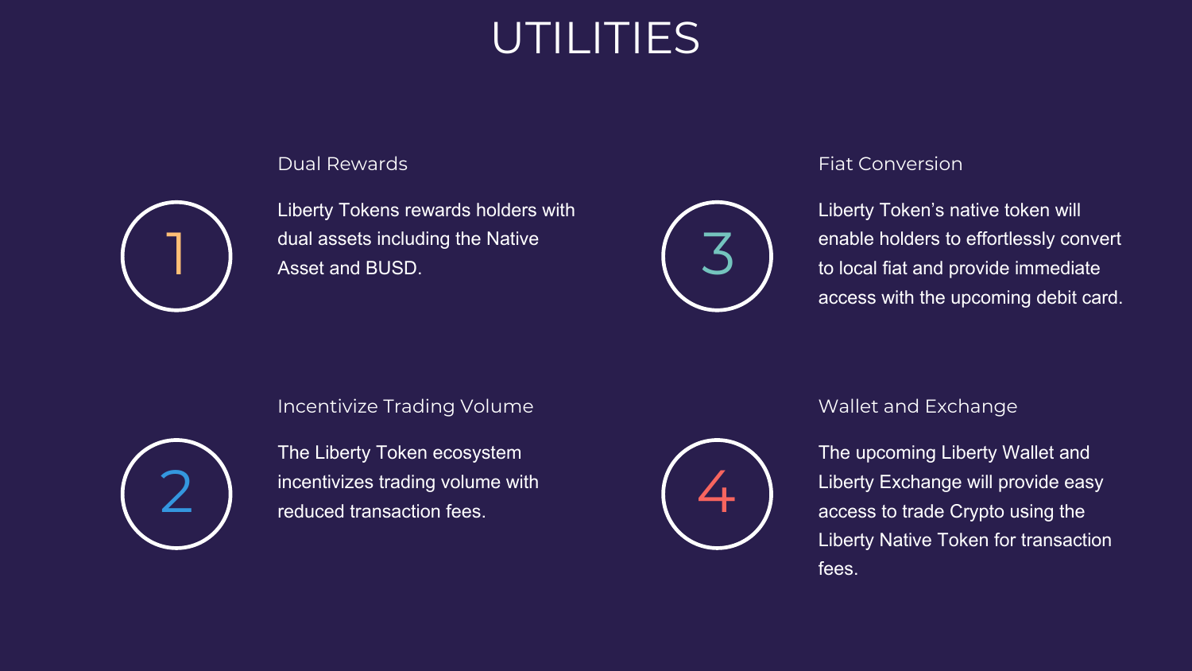# UTILITIES

## 1. Dual Rewards

Liberty Tokens rewards holders with dual assets including the Native Asset and BUSD.

## 2. Incentivize Trading Volume

The Liberty Token ecosystem incentivizes trading volume with reduced transaction fees.

## 3. Fiat Conversion

Liberty Token's native token will enable holders to effortlessly convert to local fiat and provide immediate access with the upcoming debit card.

## 4. Wallet and Exchange

The upcoming Liberty Wallet and Liberty Exchange will provide easy access to trade Crypto using the Liberty Native Token for transaction fees.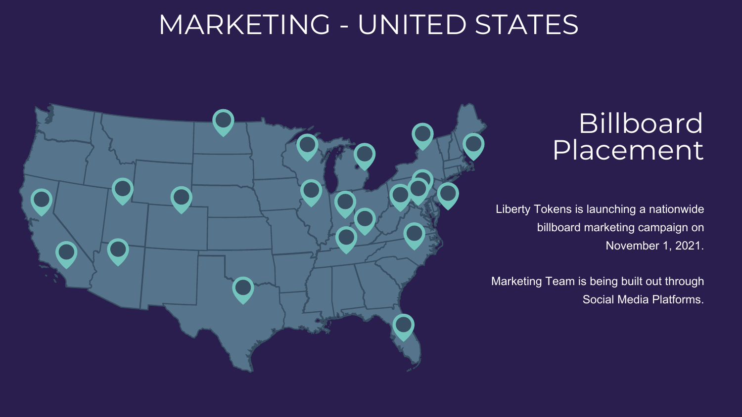# MARKETING - UNITED STATES

## Billboard Placement

Liberty Tokens is launching a nationwide billboard marketing campaign on November 1, 2021.

Marketing Team is being built out through Social Media Platforms.